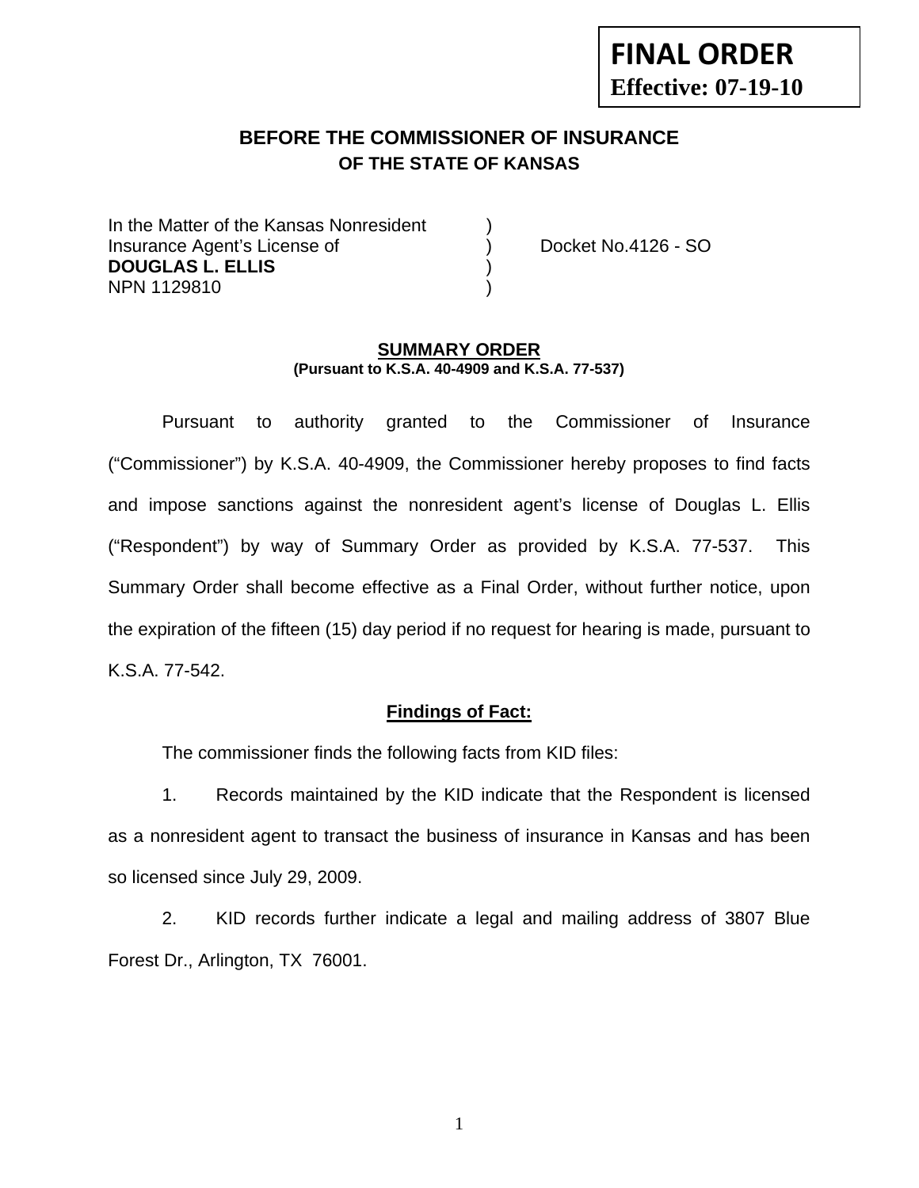**FINAL ORDER**
**Effective: 07-19-10**

## BEFORE THE COMMISSIONER OF INSURANCE
### OF THE STATE OF KANSAS

In the Matter of the Kansas Nonresident )
Insurance Agent's License of ) Docket No.4126 - SO
**DOUGLAS L. ELLIS** )
NPN 1129810 )

**SUMMARY ORDER**
**(Pursuant to K.S.A. 40-4909 and K.S.A. 77-537)**

Pursuant to authority granted to the Commissioner of Insurance ("Commissioner") by K.S.A. 40-4909, the Commissioner hereby proposes to find facts and impose sanctions against the nonresident agent's license of Douglas L. Ellis ("Respondent") by way of Summary Order as provided by K.S.A. 77-537. This Summary Order shall become effective as a Final Order, without further notice, upon the expiration of the fifteen (15) day period if no request for hearing is made, pursuant to K.S.A. 77-542.

**Findings of Fact:**

The commissioner finds the following facts from KID files:

1. Records maintained by the KID indicate that the Respondent is licensed as a nonresident agent to transact the business of insurance in Kansas and has been so licensed since July 29, 2009.

2. KID records further indicate a legal and mailing address of 3807 Blue Forest Dr., Arlington, TX 76001.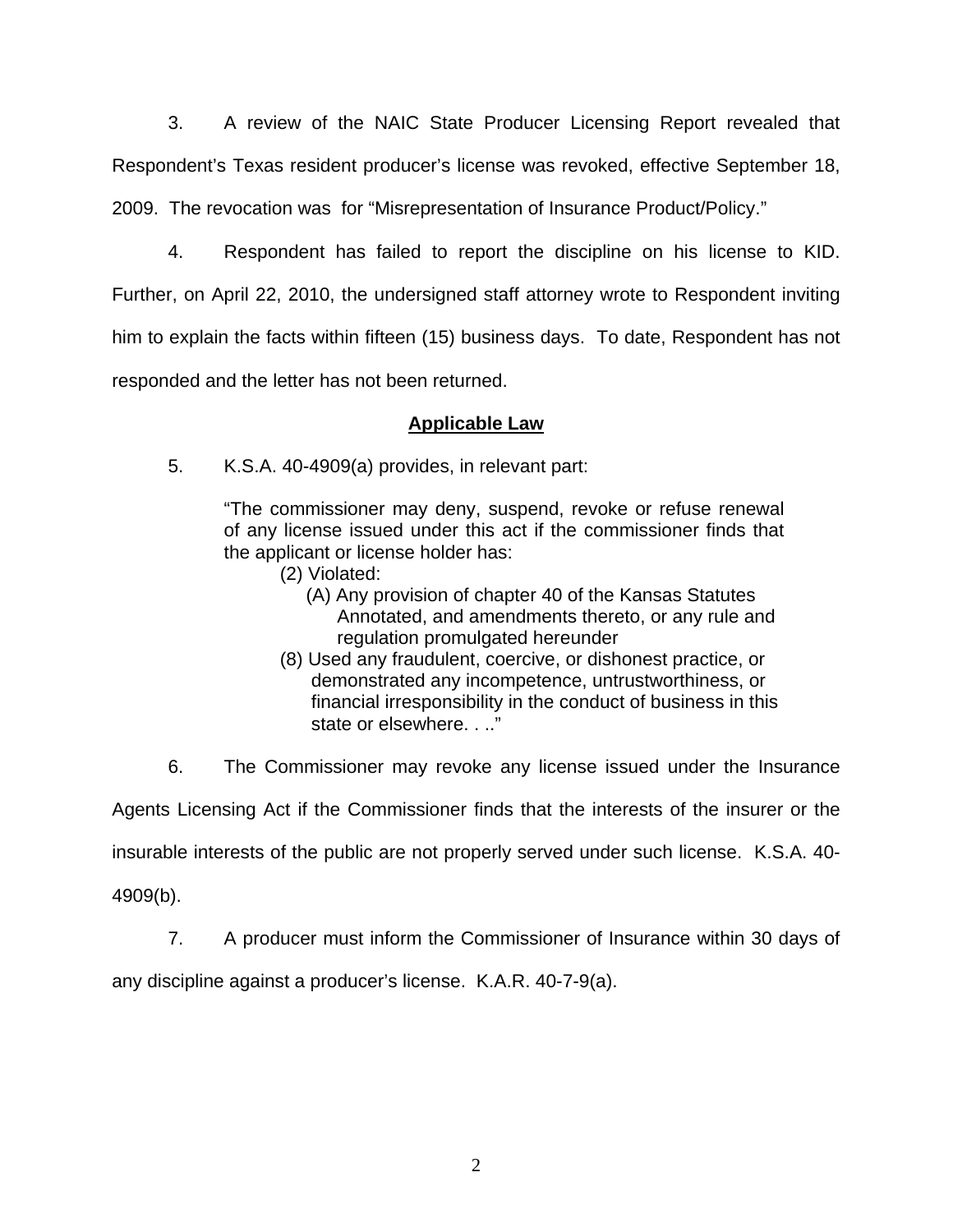3. A review of the NAIC State Producer Licensing Report revealed that Respondent's Texas resident producer's license was revoked, effective September 18, 2009. The revocation was for "Misrepresentation of Insurance Product/Policy."

4. Respondent has failed to report the discipline on his license to KID. Further, on April 22, 2010, the undersigned staff attorney wrote to Respondent inviting him to explain the facts within fifteen (15) business days. To date, Respondent has not responded and the letter has not been returned.

## **Applicable Law**

5. K.S.A. 40-4909(a) provides, in relevant part:

> "The commissioner may deny, suspend, revoke or refuse renewal of any license issued under this act if the commissioner finds that the applicant or license holder has:
>
> (2) Violated:
>
> (A) Any provision of chapter 40 of the Kansas Statutes Annotated, and amendments thereto, or any rule and regulation promulgated hereunder
>
> (8) Used any fraudulent, coercive, or dishonest practice, or demonstrated any incompetence, untrustworthiness, or financial irresponsibility in the conduct of business in this state or elsewhere. . .."

6. The Commissioner may revoke any license issued under the Insurance Agents Licensing Act if the Commissioner finds that the interests of the insurer or the insurable interests of the public are not properly served under such license. K.S.A. 40-4909(b).

7. A producer must inform the Commissioner of Insurance within 30 days of any discipline against a producer's license. K.A.R. 40-7-9(a).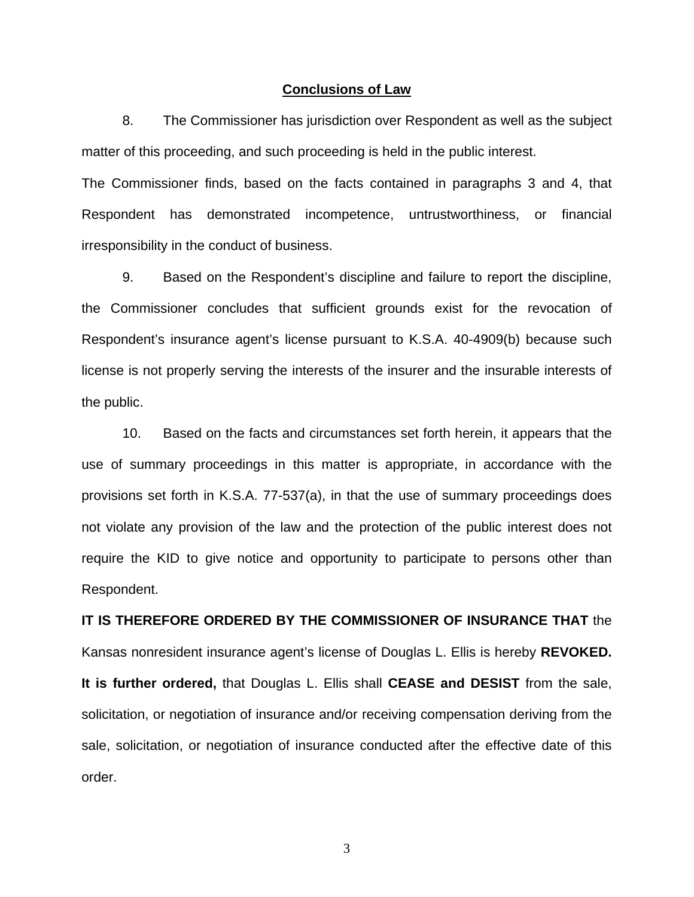## Conclusions of Law

8. The Commissioner has jurisdiction over Respondent as well as the subject matter of this proceeding, and such proceeding is held in the public interest.

The Commissioner finds, based on the facts contained in paragraphs 3 and 4, that Respondent has demonstrated incompetence, untrustworthiness, or financial irresponsibility in the conduct of business.

9. Based on the Respondent's discipline and failure to report the discipline, the Commissioner concludes that sufficient grounds exist for the revocation of Respondent's insurance agent's license pursuant to K.S.A. 40-4909(b) because such license is not properly serving the interests of the insurer and the insurable interests of the public.

10. Based on the facts and circumstances set forth herein, it appears that the use of summary proceedings in this matter is appropriate, in accordance with the provisions set forth in K.S.A. 77-537(a), in that the use of summary proceedings does not violate any provision of the law and the protection of the public interest does not require the KID to give notice and opportunity to participate to persons other than Respondent.

**IT IS THEREFORE ORDERED BY THE COMMISSIONER OF INSURANCE THAT** the Kansas nonresident insurance agent's license of Douglas L. Ellis is hereby **REVOKED.** **It is further ordered,** that Douglas L. Ellis shall **CEASE and DESIST** from the sale, solicitation, or negotiation of insurance and/or receiving compensation deriving from the sale, solicitation, or negotiation of insurance conducted after the effective date of this order.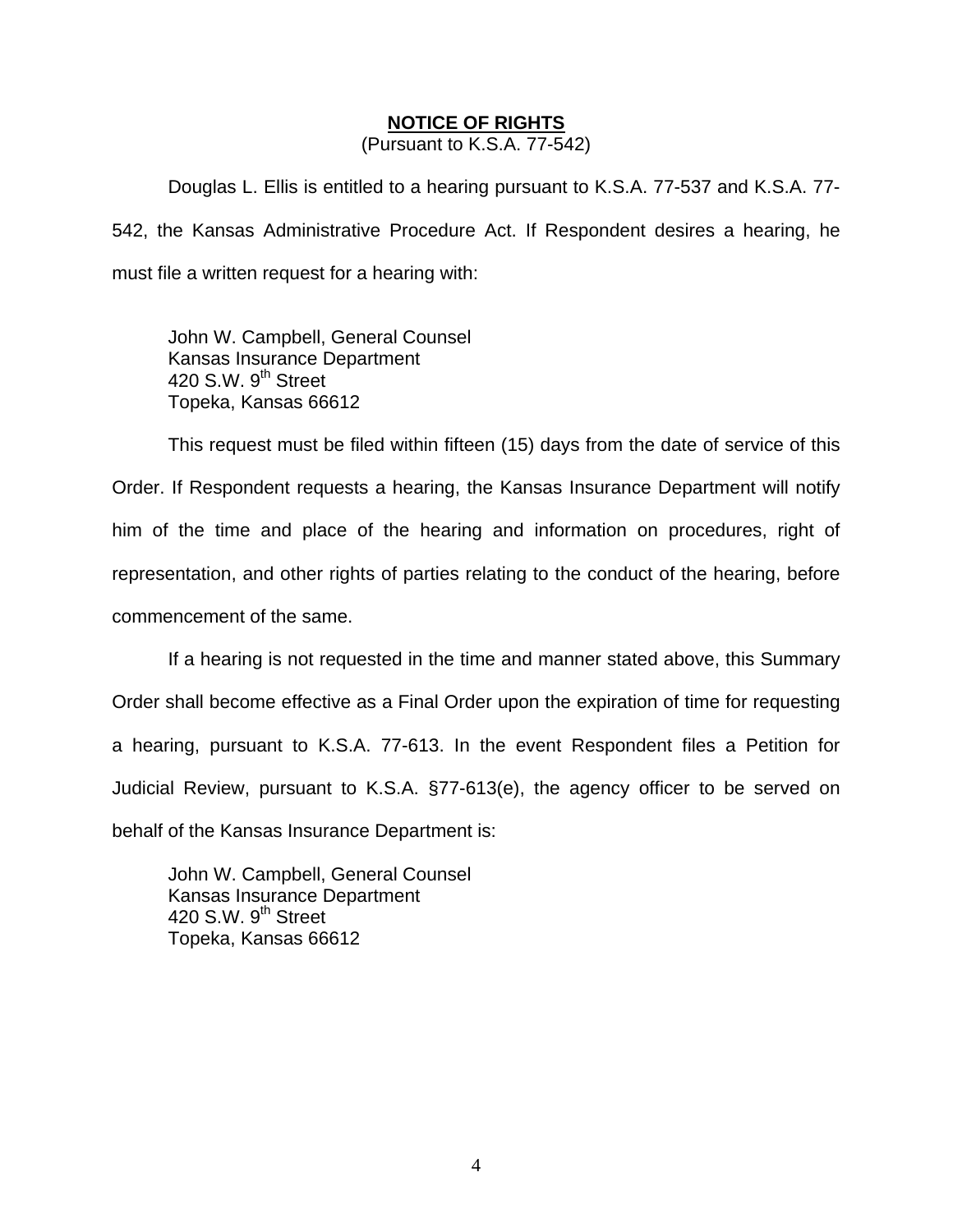## **NOTICE OF RIGHTS**

(Pursuant to K.S.A. 77-542)

Douglas L. Ellis is entitled to a hearing pursuant to K.S.A. 77-537 and K.S.A. 77-542, the Kansas Administrative Procedure Act. If Respondent desires a hearing, he must file a written request for a hearing with:

John W. Campbell, General Counsel
Kansas Insurance Department
420 S.W. 9th Street
Topeka, Kansas 66612

This request must be filed within fifteen (15) days from the date of service of this Order. If Respondent requests a hearing, the Kansas Insurance Department will notify him of the time and place of the hearing and information on procedures, right of representation, and other rights of parties relating to the conduct of the hearing, before commencement of the same.

If a hearing is not requested in the time and manner stated above, this Summary Order shall become effective as a Final Order upon the expiration of time for requesting a hearing, pursuant to K.S.A. 77-613. In the event Respondent files a Petition for Judicial Review, pursuant to K.S.A. §77-613(e), the agency officer to be served on behalf of the Kansas Insurance Department is:

John W. Campbell, General Counsel
Kansas Insurance Department
420 S.W. 9th Street
Topeka, Kansas 66612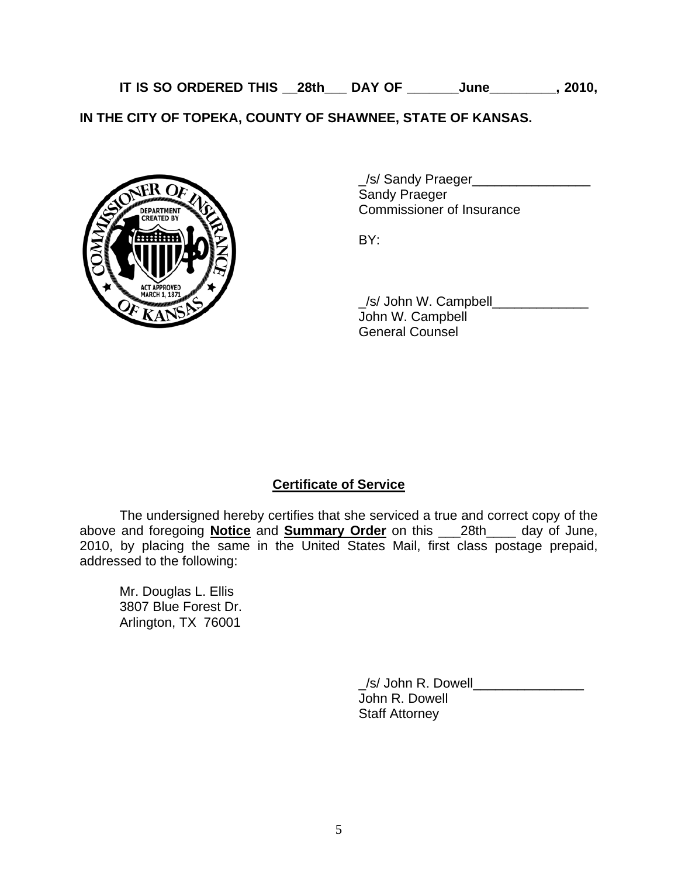**IT IS SO ORDERED THIS __28th___ DAY OF _______June_________, 2010,**

**IN THE CITY OF TOPEKA, COUNTY OF SHAWNEE, STATE OF KANSAS.**

_/s/ Sandy Praeger________________
Sandy Praeger
Commissioner of Insurance

BY:

_/s/ John W. Campbell_____________
John W. Campbell
General Counsel

**Certificate of Service**

The undersigned hereby certifies that she serviced a true and correct copy of the above and foregoing **Notice** and **Summary Order** on this ___28th____ day of June, 2010, by placing the same in the United States Mail, first class postage prepaid, addressed to the following:

Mr. Douglas L. Ellis
3807 Blue Forest Dr.
Arlington, TX 76001

_/s/ John R. Dowell_______________
John R. Dowell
Staff Attorney